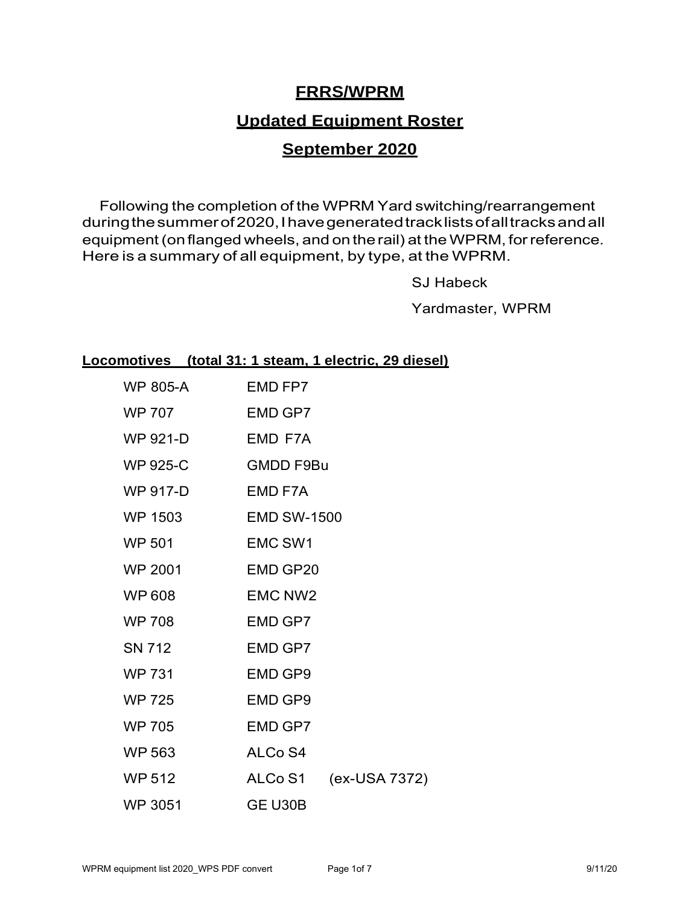# FRRS/WPRM

## Updated Equipment Roster

## September 2020

Following the completion of the WPRM Yard switching/rearrangement during the summer of 2020, I have generated track lists of all tracks and all equipment (on flanged wheels, and on the rail) at the WPRM, for reference. Here is a summary of all equipment, by type, at the WPRM.

SJ Habeck

Yardmaster, WPRM

### Locomotives (total 31: 1 steam, 1 electric, 29 diesel)

| | | |
|---|---|---|
| WP 805-A | EMD FP7 | |
| WP 707 | EMD GP7 | |
| WP 921-D | EMD F7A | |
| WP 925-C | GMDD F9Bu | |
| WP 917-D | EMD F7A | |
| WP 1503 | EMD SW-1500 | |
| WP 501 | EMC SW1 | |
| WP 2001 | EMD GP20 | |
| WP 608 | EMC NW2 | |
| WP 708 | EMD GP7 | |
| SN 712 | EMD GP7 | |
| WP 731 | EMD GP9 | |
| WP 725 | EMD GP9 | |
| WP 705 | EMD GP7 | |
| WP 563 | ALCo S4 | |
| WP 512 | ALCo S1 | (ex-USA 7372) |
| WP 3051 | GE U30B | |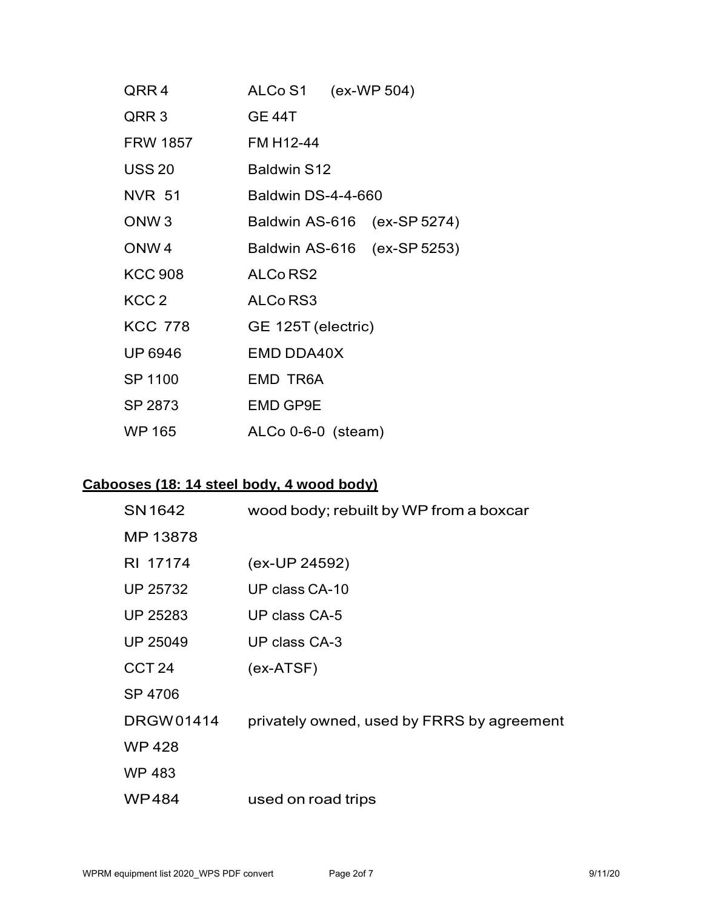| | |
|---|---|
| QRR 4 | ALCo S1 (ex-WP 504) |
| QRR 3 | GE 44T |
| FRW 1857 | FM H12-44 |
| USS 20 | Baldwin S12 |
| NVR 51 | Baldwin DS-4-4-660 |
| ONW 3 | Baldwin AS-616 (ex-SP 5274) |
| ONW 4 | Baldwin AS-616 (ex-SP 5253) |
| KCC 908 | ALCo RS2 |
| KCC 2 | ALCo RS3 |
| KCC 778 | GE 125T (electric) |
| UP 6946 | EMD DDA40X |
| SP 1100 | EMD TR6A |
| SP 2873 | EMD GP9E |
| WP 165 | ALCo 0-6-0 (steam) |

**Cabooses (18: 14 steel body, 4 wood body)**

| | |
|---|---|
| SN 1642 | wood body; rebuilt by WP from a boxcar |
| MP 13878 | |
| RI 17174 | (ex-UP 24592) |
| UP 25732 | UP class CA-10 |
| UP 25283 | UP class CA-5 |
| UP 25049 | UP class CA-3 |
| CCT 24 | (ex-ATSF) |
| SP 4706 | |
| DRGW 01414 | privately owned, used by FRRS by agreement |
| WP 428 | |
| WP 483 | |
| WP 484 | used on road trips |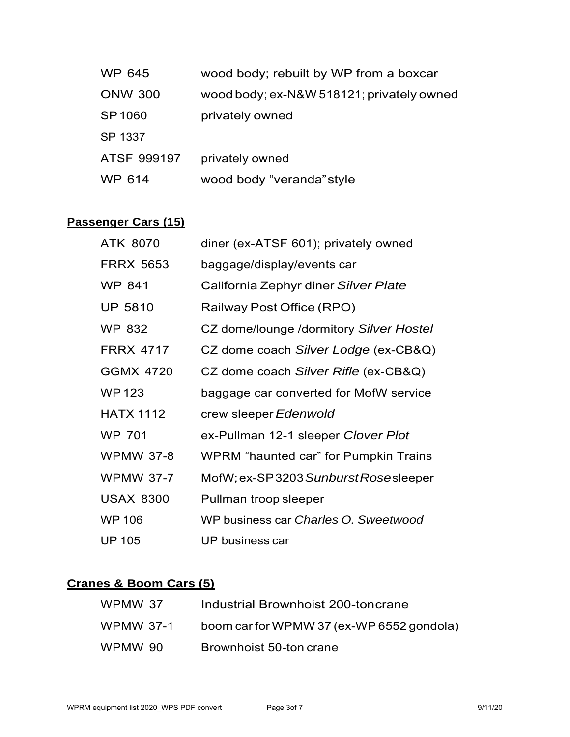| | |
|---|---|
| WP 645 | wood body; rebuilt by WP from a boxcar |
| ONW 300 | wood body; ex-N&W 518121; privately owned |
| SP 1060 | privately owned |
| SP 1337 | |
| ATSF 999197 | privately owned |
| WP 614 | wood body "veranda" style |

## Passenger Cars (15)

| | |
|---|---|
| ATK 8070 | diner (ex-ATSF 601); privately owned |
| FRRX 5653 | baggage/display/events car |
| WP 841 | California Zephyr diner *Silver Plate* |
| UP 5810 | Railway Post Office (RPO) |
| WP 832 | CZ dome/lounge /dormitory *Silver Hostel* |
| FRRX 4717 | CZ dome coach *Silver Lodge* (ex-CB&Q) |
| GGMX 4720 | CZ dome coach *Silver Rifle* (ex-CB&Q) |
| WP 123 | baggage car converted for MofW service |
| HATX 1112 | crew sleeper *Edenwold* |
| WP 701 | ex-Pullman 12-1 sleeper *Clover Plot* |
| WPMW 37-8 | WPRM "haunted car" for Pumpkin Trains |
| WPMW 37-7 | MofW; ex-SP 3203 *Sunburst Rose* sleeper |
| USAX 8300 | Pullman troop sleeper |
| WP 106 | WP business car *Charles O. Sweetwood* |
| UP 105 | UP business car |

## Cranes & Boom Cars (5)

| | |
|---|---|
| WPMW 37 | Industrial Brownhoist 200-ton crane |
| WPMW 37-1 | boom car for WPMW 37 (ex-WP 6552 gondola) |
| WPMW 90 | Brownhoist 50-ton crane |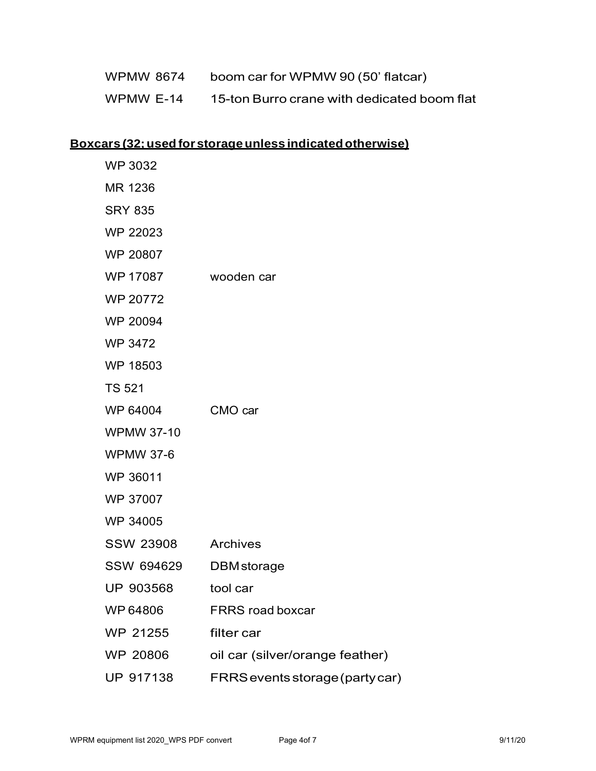| | |
|---|---|
| WPMW 8674 | boom car for WPMW 90 (50' flatcar) |
| WPMW E-14 | 15-ton Burro crane with dedicated boom flat |

**Boxcars (32; used for storage unless indicated otherwise)**

| | |
|---|---|
| WP 3032 | |
| MR 1236 | |
| SRY 835 | |
| WP 22023 | |
| WP 20807 | |
| WP 17087 | wooden car |
| WP 20772 | |
| WP 20094 | |
| WP 3472 | |
| WP 18503 | |
| TS 521 | |
| WP 64004 | CMO car |
| WPMW 37-10 | |
| WPMW 37-6 | |
| WP 36011 | |
| WP 37007 | |
| WP 34005 | |
| SSW 23908 | Archives |
| SSW 694629 | DBM storage |
| UP 903568 | tool car |
| WP 64806 | FRRS road boxcar |
| WP 21255 | filter car |
| WP 20806 | oil car (silver/orange feather) |
| UP 917138 | FRRS events storage (party car) |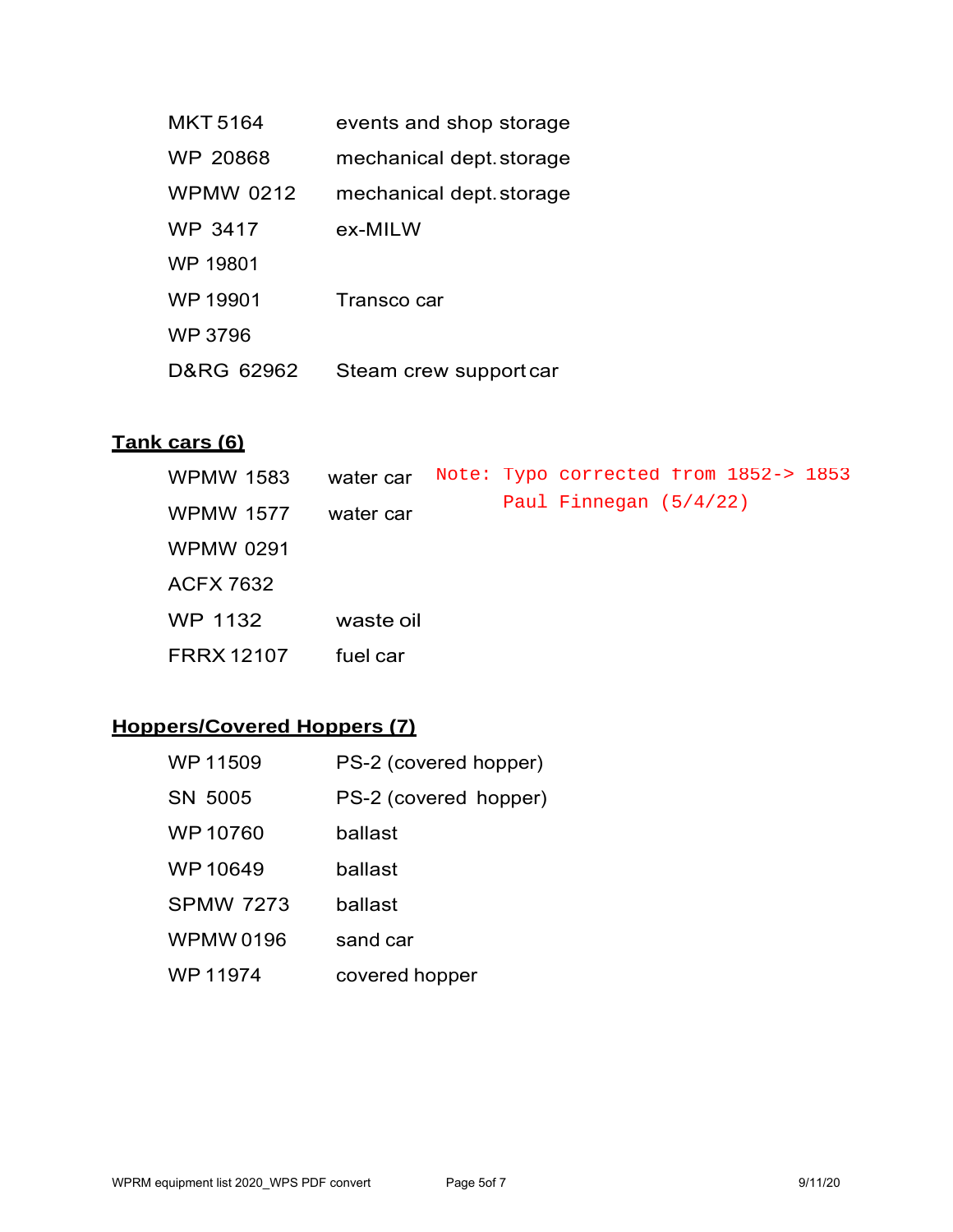| | |
|---|---|
| MKT 5164 | events and shop storage |
| WP 20868 | mechanical dept. storage |
| WPMW 0212 | mechanical dept. storage |
| WP 3417 | ex-MILW |
| WP 19801 | |
| WP 19901 | Transco car |
| WP 3796 | |
| D&RG 62962 | Steam crew support car |

**Tank cars (6)**

| | | |
|---|---|---|
| WPMW 1583 | water car | Note: Typo corrected from 1852-> 1853 Paul Finnegan (5/4/22) |
| WPMW 1577 | water car | |
| WPMW 0291 | | |
| ACFX 7632 | | |
| WP 1132 | waste oil | |
| FRRX 12107 | fuel car | |

**Hoppers/Covered Hoppers (7)**

| | |
|---|---|
| WP 11509 | PS-2 (covered hopper) |
| SN 5005 | PS-2 (covered hopper) |
| WP 10760 | ballast |
| WP 10649 | ballast |
| SPMW 7273 | ballast |
| WPMW 0196 | sand car |
| WP 11974 | covered hopper |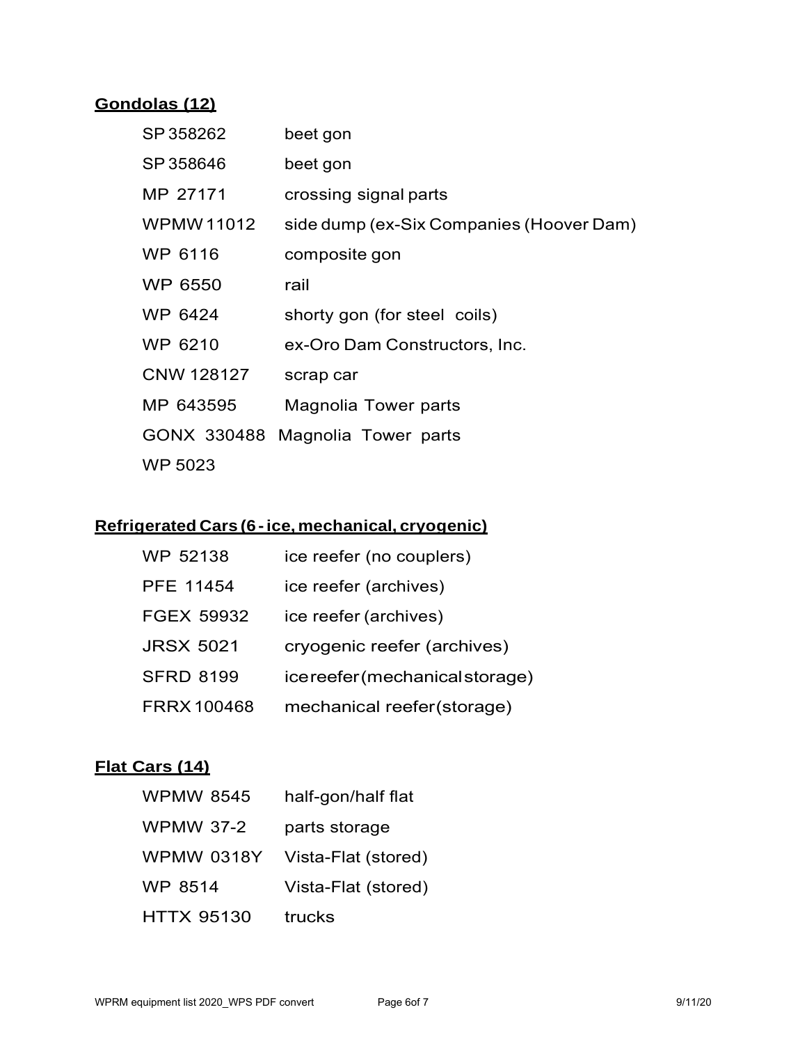## Gondolas (12)

| | |
|---|---|
| SP 358262 | beet gon |
| SP 358646 | beet gon |
| MP 27171 | crossing signal parts |
| WPMW 11012 | side dump (ex-Six Companies (Hoover Dam) |
| WP 6116 | composite gon |
| WP 6550 | rail |
| WP 6424 | shorty gon (for steel coils) |
| WP 6210 | ex-Oro Dam Constructors, Inc. |
| CNW 128127 | scrap car |
| MP 643595 | Magnolia Tower parts |
| GONX 330488 | Magnolia Tower parts |
| WP 5023 | |

## Refrigerated Cars (6 - ice, mechanical, cryogenic)

| | |
|---|---|
| WP 52138 | ice reefer (no couplers) |
| PFE 11454 | ice reefer (archives) |
| FGEX 59932 | ice reefer (archives) |
| JRSX 5021 | cryogenic reefer (archives) |
| SFRD 8199 | ice reefer (mechanical storage) |
| FRRX 100468 | mechanical reefer (storage) |

## Flat Cars (14)

| | |
|---|---|
| WPMW 8545 | half-gon/half flat |
| WPMW 37-2 | parts storage |
| WPMW 0318Y | Vista-Flat (stored) |
| WP 8514 | Vista-Flat (stored) |
| HTTX 95130 | trucks |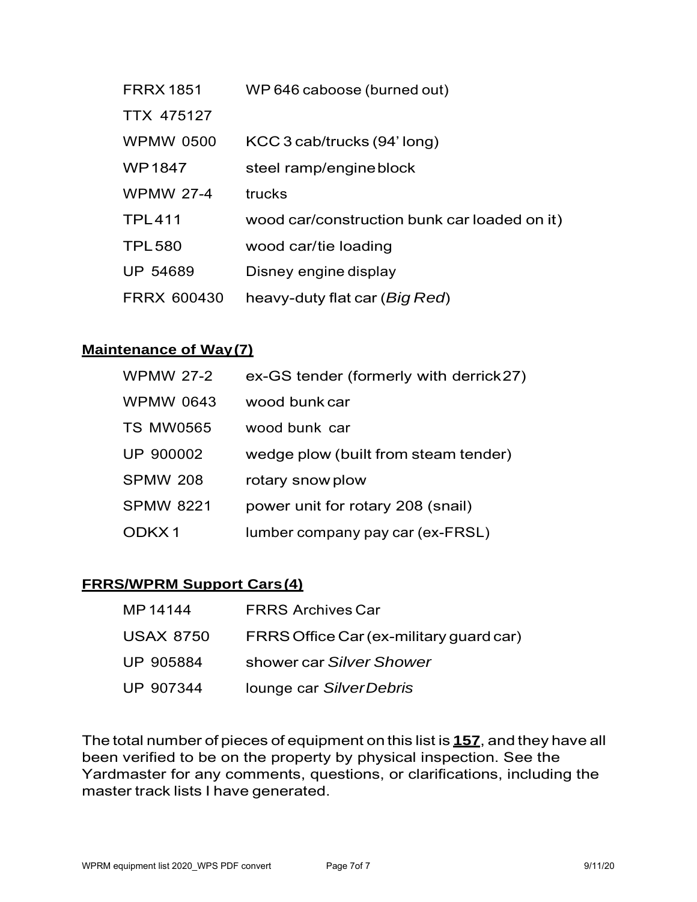| | |
|---|---|
| FRRX 1851 | WP 646 caboose (burned out) |
| TTX 475127 | |
| WPMW 0500 | KCC 3 cab/trucks (94' long) |
| WP 1847 | steel ramp/engine block |
| WPMW 27-4 | trucks |
| TPL 411 | wood car/construction bunk car loaded on it) |
| TPL 580 | wood car/tie loading |
| UP 54689 | Disney engine display |
| FRRX 600430 | heavy-duty flat car (*Big Red*) |

**Maintenance of Way (7)**

| | |
|---|---|
| WPMW 27-2 | ex-GS tender (formerly with derrick 27) |
| WPMW 0643 | wood bunk car |
| TS MW0565 | wood bunk car |
| UP 900002 | wedge plow (built from steam tender) |
| SPMW 208 | rotary snow plow |
| SPMW 8221 | power unit for rotary 208 (snail) |
| ODKX 1 | lumber company pay car (ex-FRSL) |

**FRRS/WPRM Support Cars (4)**

| | |
|---|---|
| MP 14144 | FRRS Archives Car |
| USAX 8750 | FRRS Office Car (ex-military guard car) |
| UP 905884 | shower car *Silver Shower* |
| UP 907344 | lounge car *Silver Debris* |

The total number of pieces of equipment on this list is **157**, and they have all been verified to be on the property by physical inspection. See the Yardmaster for any comments, questions, or clarifications, including the master track lists I have generated.